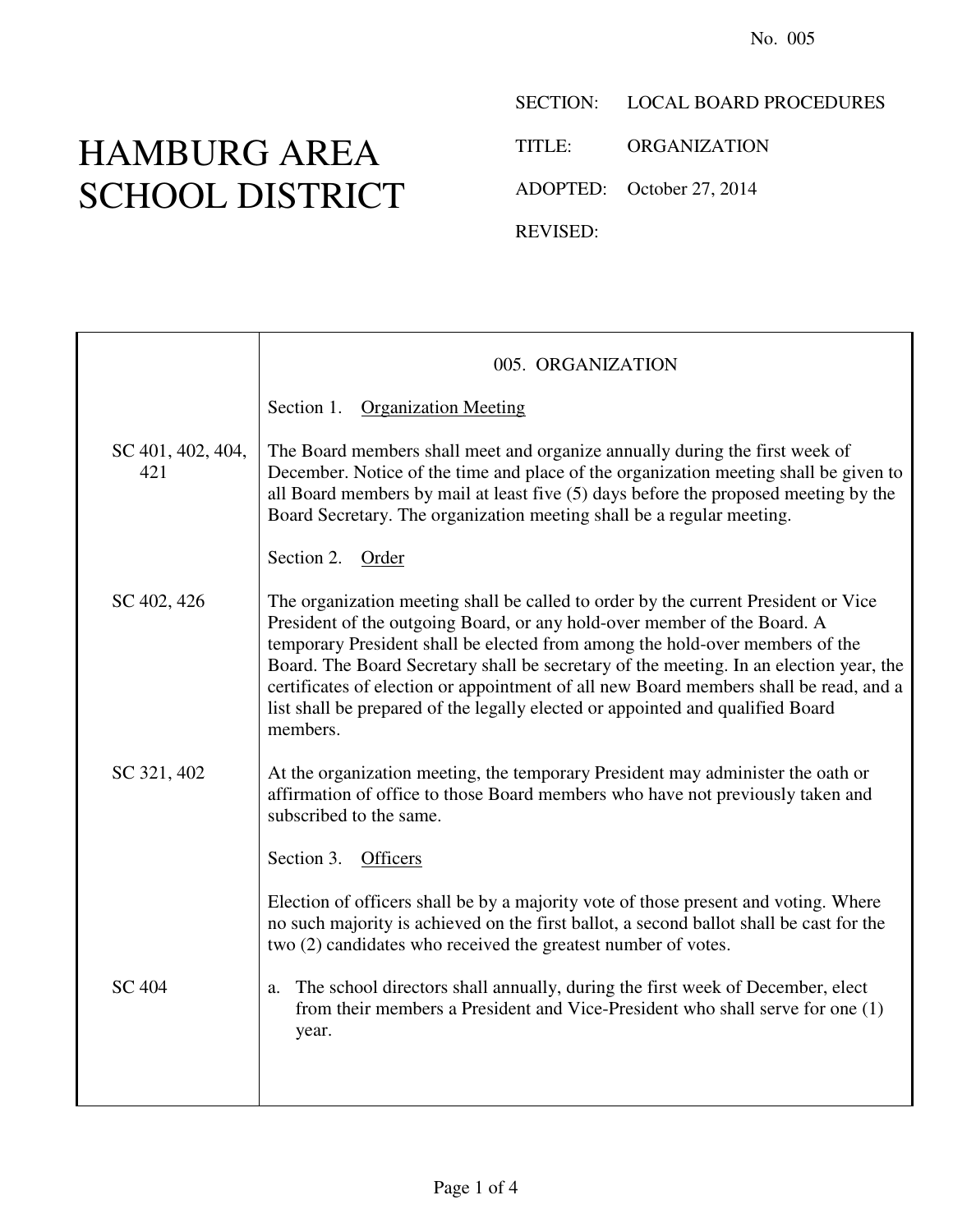No. 005

# HAMBURG AREA SCHOOL DISTRICT

SECTION: LOCAL BOARD PROCEDURES

TITLE: ORGANIZATION

ADOPTED: October 27, 2014

REVISED:

## 005. ORGANIZATION

### Section 1. Organization Meeting

SC 401, 402, 404, 421

The Board members shall meet and organize annually during the first week of December. Notice of the time and place of the organization meeting shall be given to all Board members by mail at least five (5) days before the proposed meeting by the Board Secretary. The organization meeting shall be a regular meeting.

### Section 2. Order

SC 402, 426

The organization meeting shall be called to order by the current President or Vice President of the outgoing Board, or any hold-over member of the Board. A temporary President shall be elected from among the hold-over members of the Board. The Board Secretary shall be secretary of the meeting. In an election year, the certificates of election or appointment of all new Board members shall be read, and a list shall be prepared of the legally elected or appointed and qualified Board members.

SC 321, 402

At the organization meeting, the temporary President may administer the oath or affirmation of office to those Board members who have not previously taken and subscribed to the same.

### Section 3. Officers

Election of officers shall be by a majority vote of those present and voting. Where no such majority is achieved on the first ballot, a second ballot shall be cast for the two (2) candidates who received the greatest number of votes.

SC 404

a. The school directors shall annually, during the first week of December, elect from their members a President and Vice-President who shall serve for one (1) year.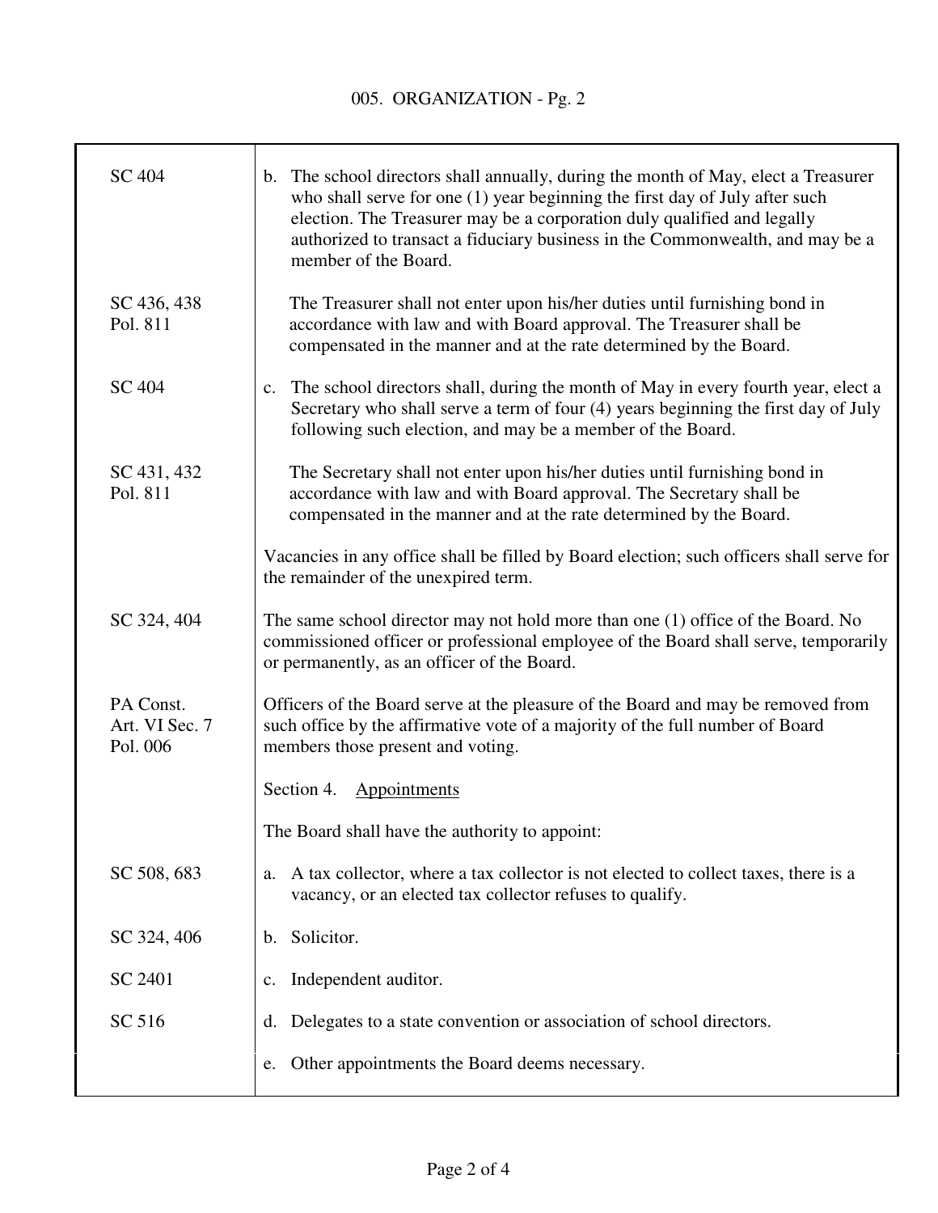| | |
|---|---|
| SC 404 | b. The school directors shall annually, during the month of May, elect a Treasurer who shall serve for one (1) year beginning the first day of July after such election. The Treasurer may be a corporation duly qualified and legally authorized to transact a fiduciary business in the Commonwealth, and may be a member of the Board. |
| SC 436, 438<br>Pol. 811 | The Treasurer shall not enter upon his/her duties until furnishing bond in accordance with law and with Board approval. The Treasurer shall be compensated in the manner and at the rate determined by the Board. |
| SC 404 | c. The school directors shall, during the month of May in every fourth year, elect a Secretary who shall serve a term of four (4) years beginning the first day of July following such election, and may be a member of the Board. |
| SC 431, 432<br>Pol. 811 | The Secretary shall not enter upon his/her duties until furnishing bond in accordance with law and with Board approval. The Secretary shall be compensated in the manner and at the rate determined by the Board. |
| | Vacancies in any office shall be filled by Board election; such officers shall serve for the remainder of the unexpired term. |
| SC 324, 404 | The same school director may not hold more than one (1) office of the Board. No commissioned officer or professional employee of the Board shall serve, temporarily or permanently, as an officer of the Board. |
| PA Const.<br>Art. VI Sec. 7<br>Pol. 006 | Officers of the Board serve at the pleasure of the Board and may be removed from such office by the affirmative vote of a majority of the full number of Board members those present and voting. |
| | Section 4. Appointments |
| | The Board shall have the authority to appoint: |
| SC 508, 683 | a. A tax collector, where a tax collector is not elected to collect taxes, there is a vacancy, or an elected tax collector refuses to qualify. |
| SC 324, 406 | b. Solicitor. |
| SC 2401 | c. Independent auditor. |
| SC 516 | d. Delegates to a state convention or association of school directors. |
| | e. Other appointments the Board deems necessary. |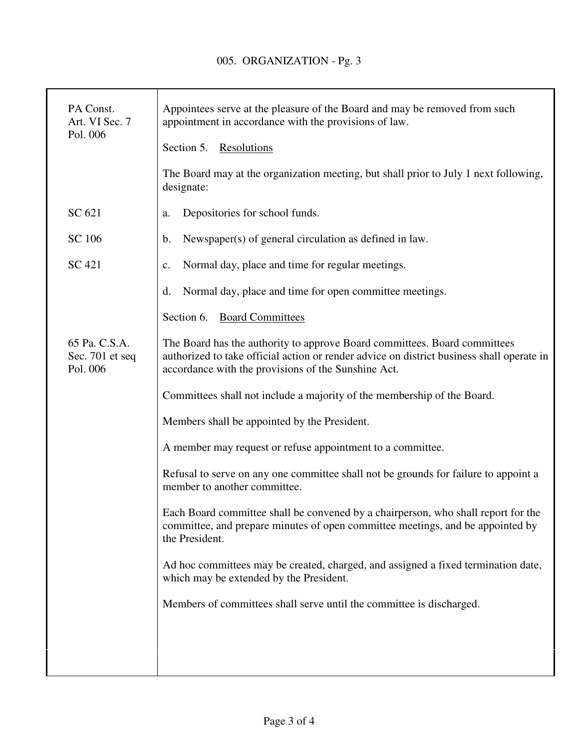| | |
|---|---|
| PA Const. Art. VI Sec. 7 Pol. 006 | Appointees serve at the pleasure of the Board and may be removed from such appointment in accordance with the provisions of law. |
| | Section 5. <u>Resolutions</u> |
| | The Board may at the organization meeting, but shall prior to July 1 next following, designate: |
| SC 621 | a. Depositories for school funds. |
| SC 106 | b. Newspaper(s) of general circulation as defined in law. |
| SC 421 | c. Normal day, place and time for regular meetings. |
| | d. Normal day, place and time for open committee meetings. |
| | Section 6. <u>Board Committees</u> |
| 65 Pa. C.S.A. Sec. 701 et seq Pol. 006 | The Board has the authority to approve Board committees. Board committees authorized to take official action or render advice on district business shall operate in accordance with the provisions of the Sunshine Act. |
| | Committees shall not include a majority of the membership of the Board. |
| | Members shall be appointed by the President. |
| | A member may request or refuse appointment to a committee. |
| | Refusal to serve on any one committee shall not be grounds for failure to appoint a member to another committee. |
| | Each Board committee shall be convened by a chairperson, who shall report for the committee, and prepare minutes of open committee meetings, and be appointed by the President. |
| | Ad hoc committees may be created, charged, and assigned a fixed termination date, which may be extended by the President. |
| | Members of committees shall serve until the committee is discharged. |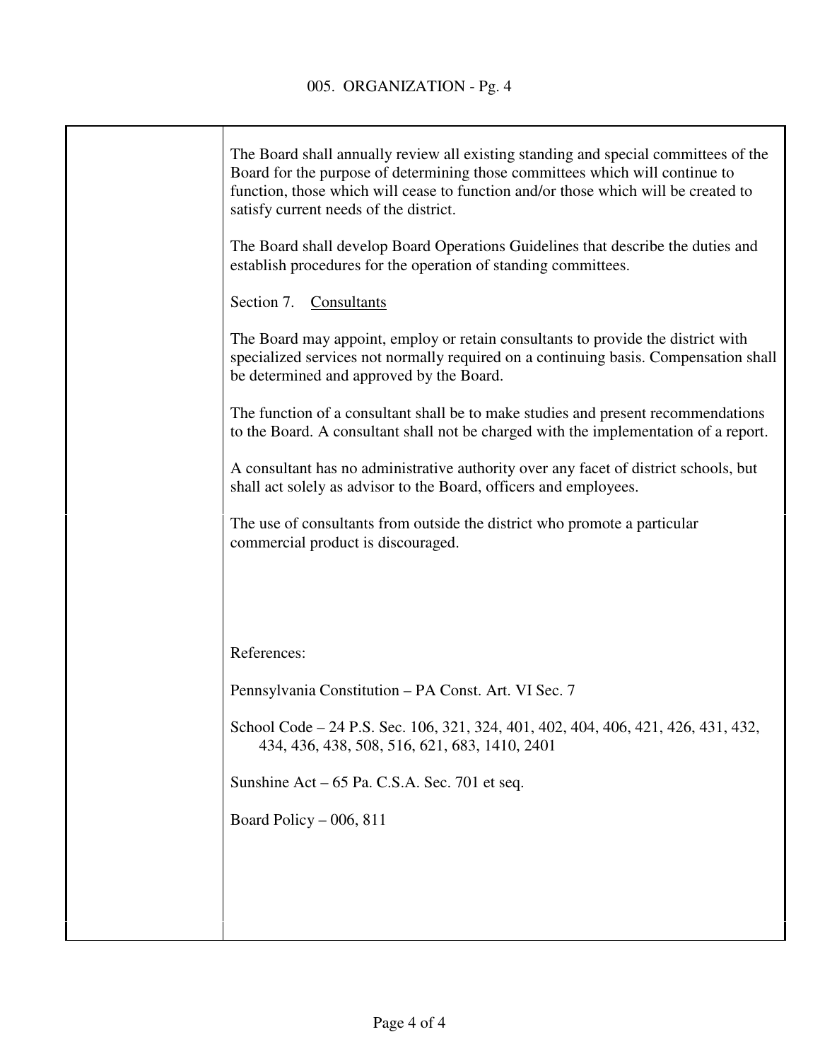The Board shall annually review all existing standing and special committees of the Board for the purpose of determining those committees which will continue to function, those which will cease to function and/or those which will be created to satisfy current needs of the district.

The Board shall develop Board Operations Guidelines that describe the duties and establish procedures for the operation of standing committees.

Section 7. Consultants

The Board may appoint, employ or retain consultants to provide the district with specialized services not normally required on a continuing basis. Compensation shall be determined and approved by the Board.

The function of a consultant shall be to make studies and present recommendations to the Board. A consultant shall not be charged with the implementation of a report.

A consultant has no administrative authority over any facet of district schools, but shall act solely as advisor to the Board, officers and employees.

The use of consultants from outside the district who promote a particular commercial product is discouraged.

References:

Pennsylvania Constitution – PA Const. Art. VI Sec. 7

School Code – 24 P.S. Sec. 106, 321, 324, 401, 402, 404, 406, 421, 426, 431, 432, 434, 436, 438, 508, 516, 621, 683, 1410, 2401

Sunshine Act – 65 Pa. C.S.A. Sec. 701 et seq.

Board Policy – 006, 811